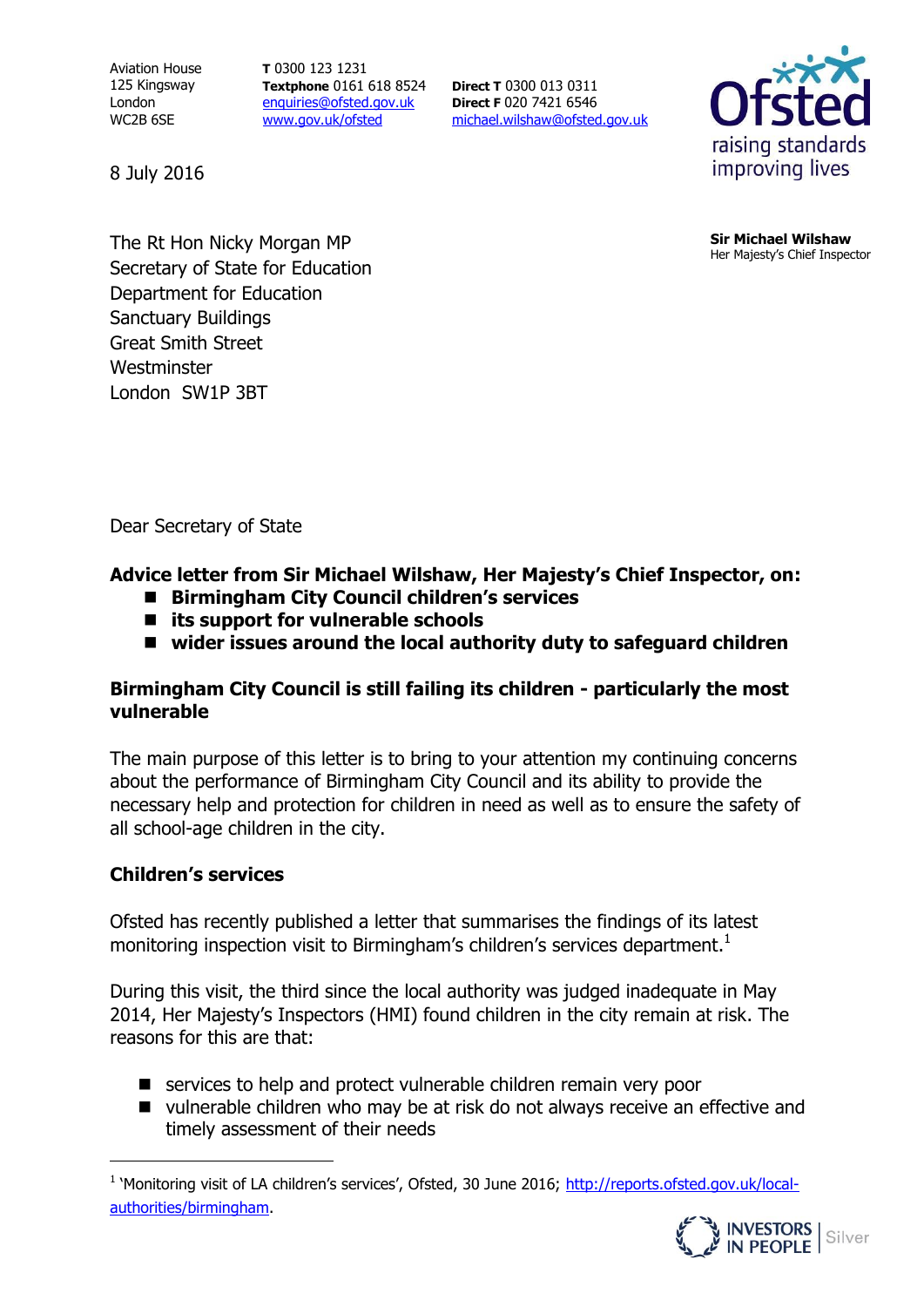Aviation House
125 Kingsway
London
WC2B 6SE

**T** 0300 123 1231
**Textphone** 0161 618 8524
enquiries@ofsted.gov.uk
www.gov.uk/ofsted

**Direct T** 0300 013 0311
**Direct F** 020 7421 6546
michael.wilshaw@ofsted.gov.uk

Ofsted
raising standards
improving lives

**Sir Michael Wilshaw**
Her Majesty's Chief Inspector

8 July 2016

The Rt Hon Nicky Morgan MP
Secretary of State for Education
Department for Education
Sanctuary Buildings
Great Smith Street
Westminster
London SW1P 3BT

Dear Secretary of State

**Advice letter from Sir Michael Wilshaw, Her Majesty's Chief Inspector, on:**

- **Birmingham City Council children's services**
- **its support for vulnerable schools**
- **wider issues around the local authority duty to safeguard children**

## Birmingham City Council is still failing its children - particularly the most vulnerable

The main purpose of this letter is to bring to your attention my continuing concerns about the performance of Birmingham City Council and its ability to provide the necessary help and protection for children in need as well as to ensure the safety of all school-age children in the city.

### Children's services

Ofsted has recently published a letter that summarises the findings of its latest monitoring inspection visit to Birmingham's children's services department.[1]

During this visit, the third since the local authority was judged inadequate in May 2014, Her Majesty's Inspectors (HMI) found children in the city remain at risk. The reasons for this are that:

- services to help and protect vulnerable children remain very poor
- vulnerable children who may be at risk do not always receive an effective and timely assessment of their needs

[1] 'Monitoring visit of LA children's services', Ofsted, 30 June 2016; http://reports.ofsted.gov.uk/local-authorities/birmingham.

INVESTORS IN PEOPLE | Silver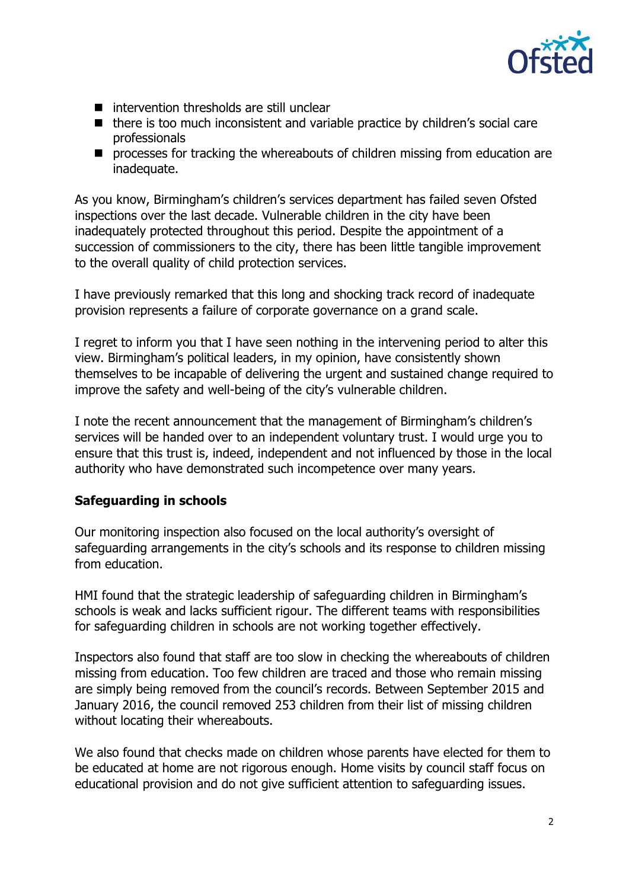- intervention thresholds are still unclear
- there is too much inconsistent and variable practice by children's social care professionals
- processes for tracking the whereabouts of children missing from education are inadequate.

As you know, Birmingham's children's services department has failed seven Ofsted inspections over the last decade. Vulnerable children in the city have been inadequately protected throughout this period. Despite the appointment of a succession of commissioners to the city, there has been little tangible improvement to the overall quality of child protection services.

I have previously remarked that this long and shocking track record of inadequate provision represents a failure of corporate governance on a grand scale.

I regret to inform you that I have seen nothing in the intervening period to alter this view. Birmingham's political leaders, in my opinion, have consistently shown themselves to be incapable of delivering the urgent and sustained change required to improve the safety and well-being of the city's vulnerable children.

I note the recent announcement that the management of Birmingham's children's services will be handed over to an independent voluntary trust. I would urge you to ensure that this trust is, indeed, independent and not influenced by those in the local authority who have demonstrated such incompetence over many years.

**Safeguarding in schools**

Our monitoring inspection also focused on the local authority's oversight of safeguarding arrangements in the city's schools and its response to children missing from education.

HMI found that the strategic leadership of safeguarding children in Birmingham's schools is weak and lacks sufficient rigour. The different teams with responsibilities for safeguarding children in schools are not working together effectively.

Inspectors also found that staff are too slow in checking the whereabouts of children missing from education. Too few children are traced and those who remain missing are simply being removed from the council's records. Between September 2015 and January 2016, the council removed 253 children from their list of missing children without locating their whereabouts.

We also found that checks made on children whose parents have elected for them to be educated at home are not rigorous enough. Home visits by council staff focus on educational provision and do not give sufficient attention to safeguarding issues.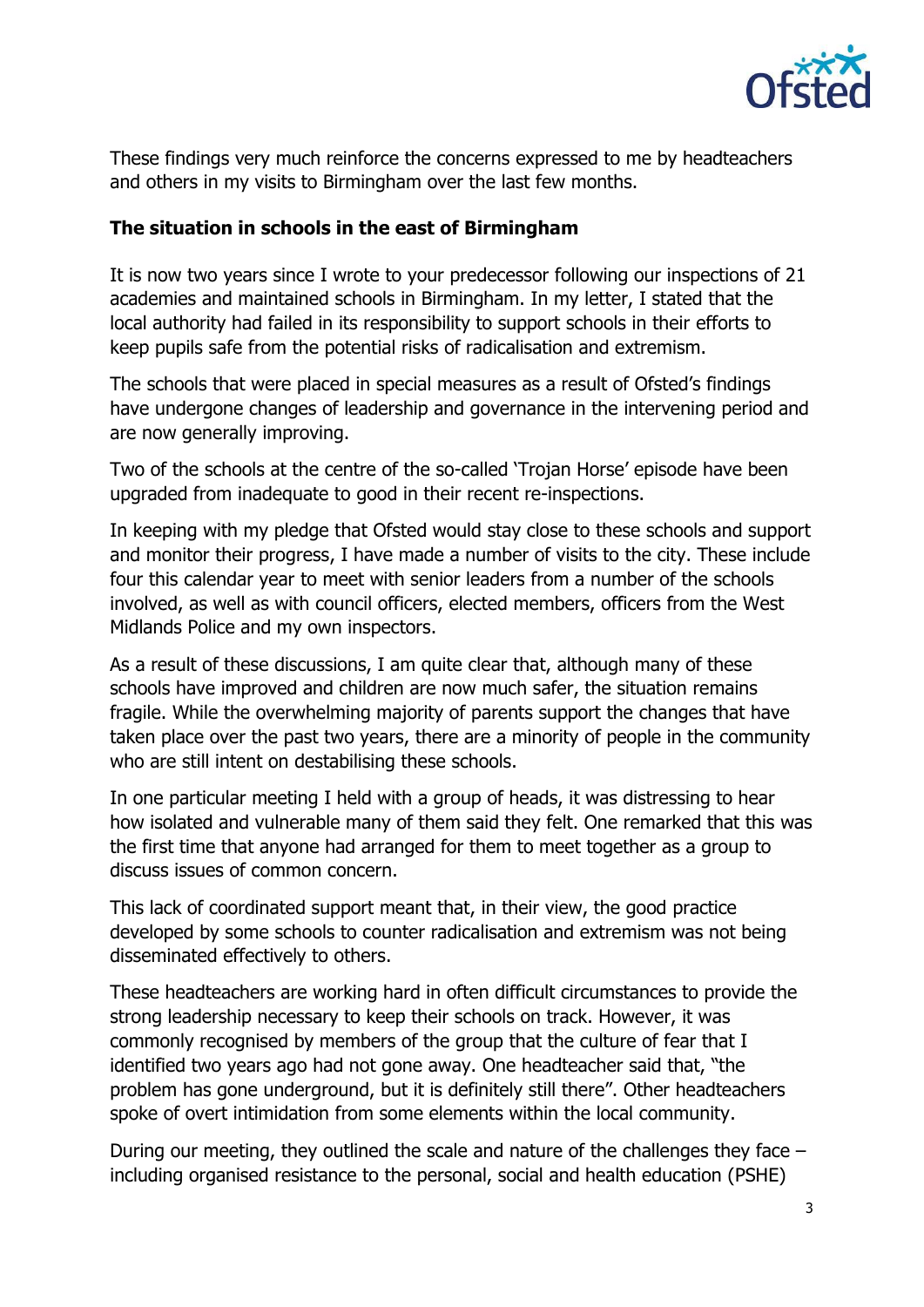These findings very much reinforce the concerns expressed to me by headteachers and others in my visits to Birmingham over the last few months.

**The situation in schools in the east of Birmingham**

It is now two years since I wrote to your predecessor following our inspections of 21 academies and maintained schools in Birmingham. In my letter, I stated that the local authority had failed in its responsibility to support schools in their efforts to keep pupils safe from the potential risks of radicalisation and extremism.

The schools that were placed in special measures as a result of Ofsted's findings have undergone changes of leadership and governance in the intervening period and are now generally improving.

Two of the schools at the centre of the so-called 'Trojan Horse' episode have been upgraded from inadequate to good in their recent re-inspections.

In keeping with my pledge that Ofsted would stay close to these schools and support and monitor their progress, I have made a number of visits to the city. These include four this calendar year to meet with senior leaders from a number of the schools involved, as well as with council officers, elected members, officers from the West Midlands Police and my own inspectors.

As a result of these discussions, I am quite clear that, although many of these schools have improved and children are now much safer, the situation remains fragile. While the overwhelming majority of parents support the changes that have taken place over the past two years, there are a minority of people in the community who are still intent on destabilising these schools.

In one particular meeting I held with a group of heads, it was distressing to hear how isolated and vulnerable many of them said they felt. One remarked that this was the first time that anyone had arranged for them to meet together as a group to discuss issues of common concern.

This lack of coordinated support meant that, in their view, the good practice developed by some schools to counter radicalisation and extremism was not being disseminated effectively to others.

These headteachers are working hard in often difficult circumstances to provide the strong leadership necessary to keep their schools on track. However, it was commonly recognised by members of the group that the culture of fear that I identified two years ago had not gone away. One headteacher said that, "the problem has gone underground, but it is definitely still there". Other headteachers spoke of overt intimidation from some elements within the local community.

During our meeting, they outlined the scale and nature of the challenges they face – including organised resistance to the personal, social and health education (PSHE)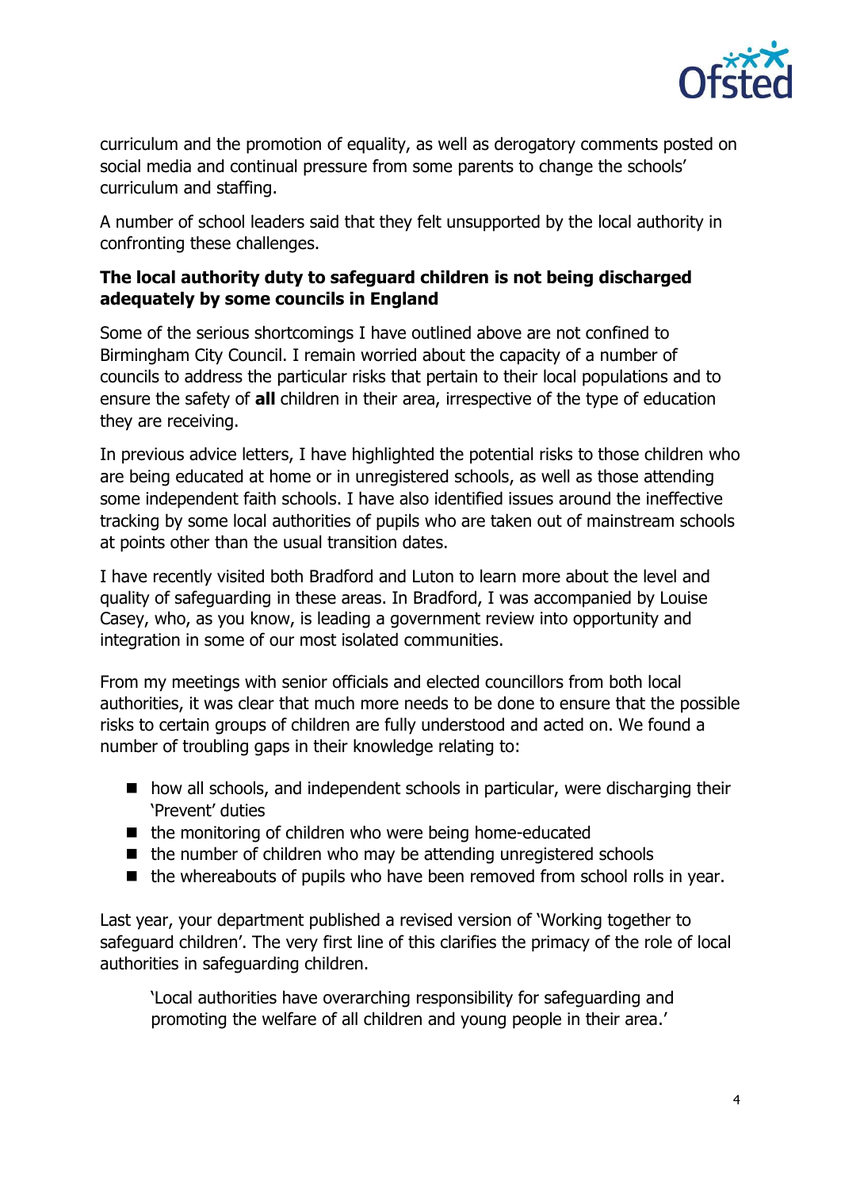curriculum and the promotion of equality, as well as derogatory comments posted on social media and continual pressure from some parents to change the schools' curriculum and staffing.

A number of school leaders said that they felt unsupported by the local authority in confronting these challenges.

**The local authority duty to safeguard children is not being discharged adequately by some councils in England**

Some of the serious shortcomings I have outlined above are not confined to Birmingham City Council. I remain worried about the capacity of a number of councils to address the particular risks that pertain to their local populations and to ensure the safety of **all** children in their area, irrespective of the type of education they are receiving.

In previous advice letters, I have highlighted the potential risks to those children who are being educated at home or in unregistered schools, as well as those attending some independent faith schools. I have also identified issues around the ineffective tracking by some local authorities of pupils who are taken out of mainstream schools at points other than the usual transition dates.

I have recently visited both Bradford and Luton to learn more about the level and quality of safeguarding in these areas. In Bradford, I was accompanied by Louise Casey, who, as you know, is leading a government review into opportunity and integration in some of our most isolated communities.

From my meetings with senior officials and elected councillors from both local authorities, it was clear that much more needs to be done to ensure that the possible risks to certain groups of children are fully understood and acted on. We found a number of troubling gaps in their knowledge relating to:

- how all schools, and independent schools in particular, were discharging their 'Prevent' duties
- the monitoring of children who were being home-educated
- the number of children who may be attending unregistered schools
- the whereabouts of pupils who have been removed from school rolls in year.

Last year, your department published a revised version of 'Working together to safeguard children'. The very first line of this clarifies the primacy of the role of local authorities in safeguarding children.

> 'Local authorities have overarching responsibility for safeguarding and promoting the welfare of all children and young people in their area.'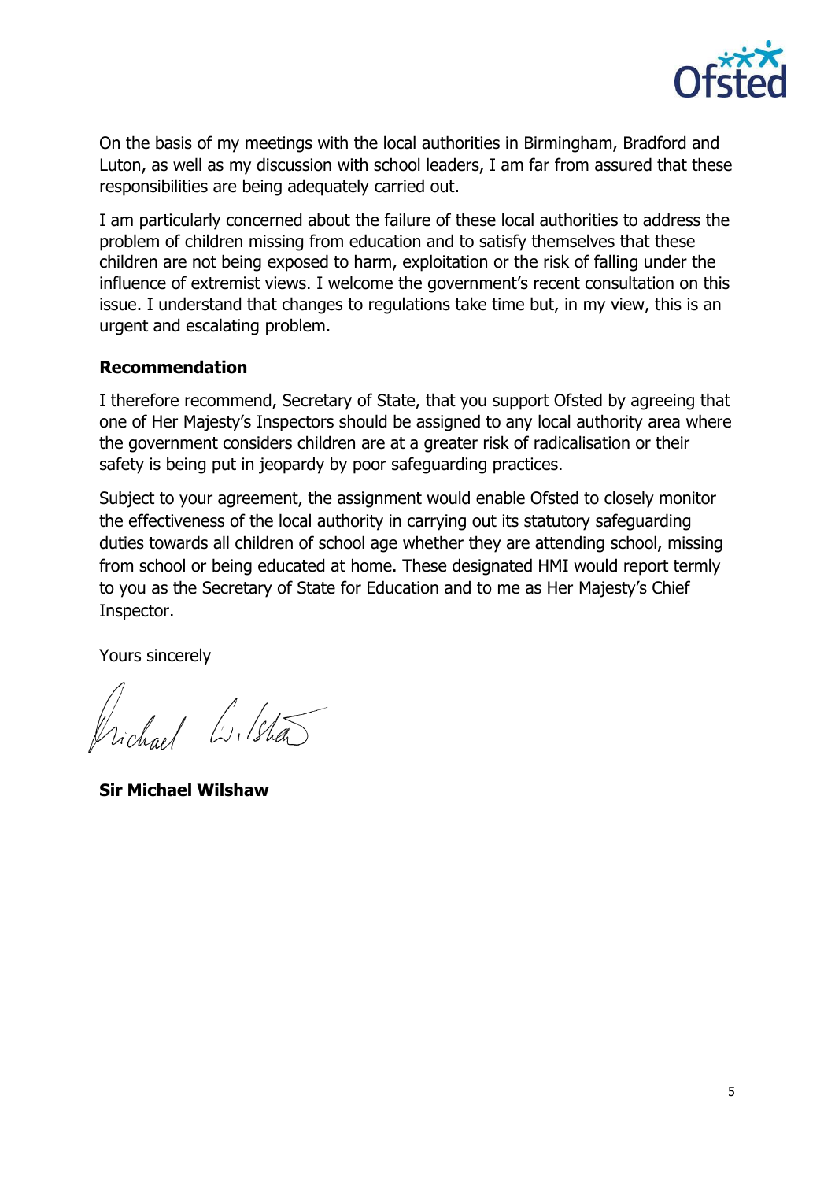On the basis of my meetings with the local authorities in Birmingham, Bradford and Luton, as well as my discussion with school leaders, I am far from assured that these responsibilities are being adequately carried out.

I am particularly concerned about the failure of these local authorities to address the problem of children missing from education and to satisfy themselves that these children are not being exposed to harm, exploitation or the risk of falling under the influence of extremist views. I welcome the government's recent consultation on this issue. I understand that changes to regulations take time but, in my view, this is an urgent and escalating problem.

**Recommendation**

I therefore recommend, Secretary of State, that you support Ofsted by agreeing that one of Her Majesty's Inspectors should be assigned to any local authority area where the government considers children are at a greater risk of radicalisation or their safety is being put in jeopardy by poor safeguarding practices.

Subject to your agreement, the assignment would enable Ofsted to closely monitor the effectiveness of the local authority in carrying out its statutory safeguarding duties towards all children of school age whether they are attending school, missing from school or being educated at home. These designated HMI would report termly to you as the Secretary of State for Education and to me as Her Majesty's Chief Inspector.

Yours sincerely

**Sir Michael Wilshaw**